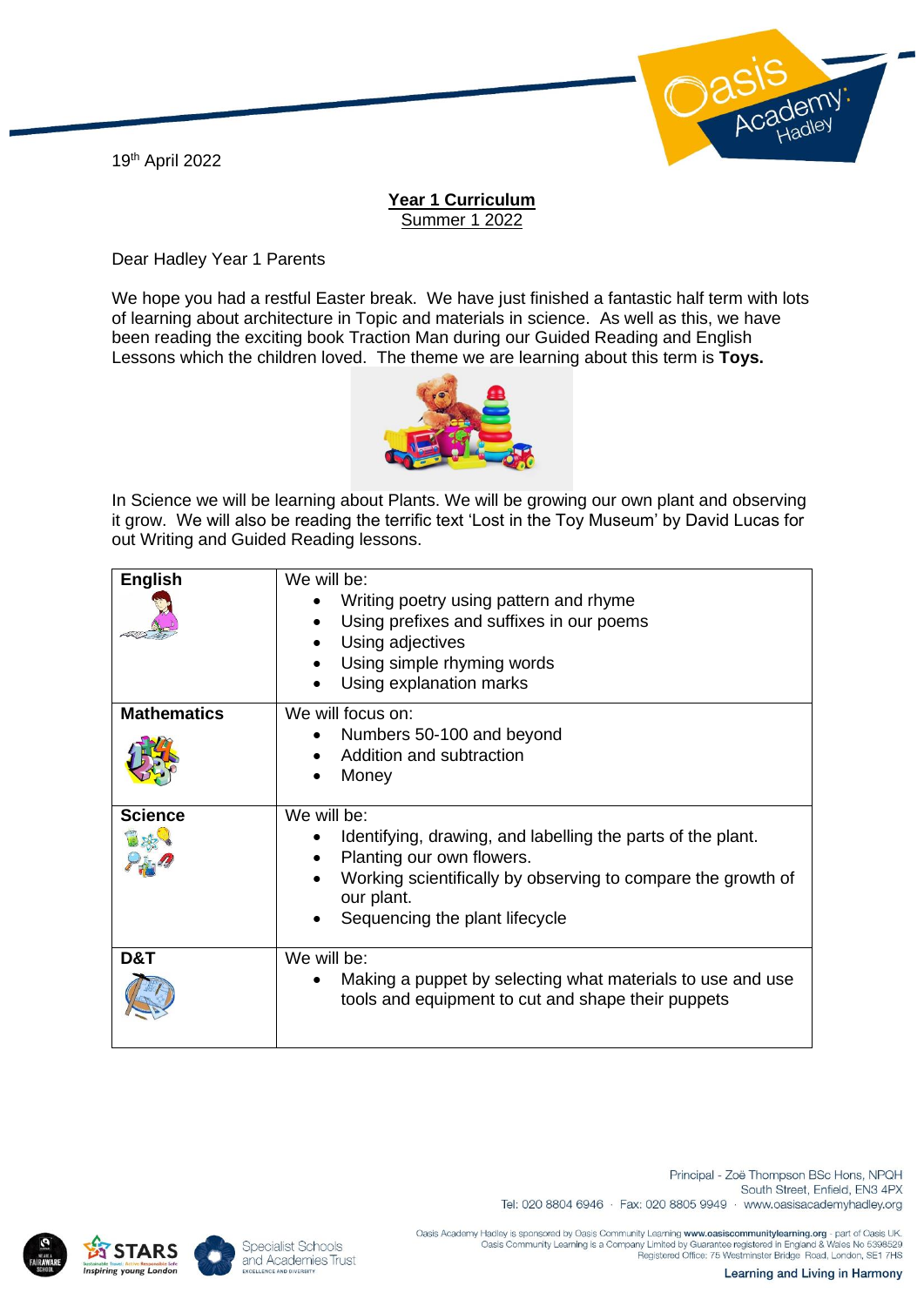19th April 2022

**Year 1 Curriculum**
Summer 1 2022

Dear Hadley Year 1 Parents

We hope you had a restful Easter break. We have just finished a fantastic half term with lots of learning about architecture in Topic and materials in science. As well as this, we have been reading the exciting book Traction Man during our Guided Reading and English Lessons which the children loved. The theme we are learning about this term is **Toys.**

In Science we will be learning about Plants. We will be growing our own plant and observing it grow. We will also be reading the terrific text 'Lost in the Toy Museum' by David Lucas for out Writing and Guided Reading lessons.

| | |
|---|---|
| **English** | We will be:<br>• Writing poetry using pattern and rhyme<br>• Using prefixes and suffixes in our poems<br>• Using adjectives<br>• Using simple rhyming words<br>• Using explanation marks |
| **Mathematics** | We will focus on:<br>• Numbers 50-100 and beyond<br>• Addition and subtraction<br>• Money |
| **Science** | We will be:<br>• Identifying, drawing, and labelling the parts of the plant.<br>• Planting our own flowers.<br>• Working scientifically by observing to compare the growth of our plant.<br>• Sequencing the plant lifecycle |
| **D&T** | We will be:<br>• Making a puppet by selecting what materials to use and use tools and equipment to cut and shape their puppets |

Principal - Zoë Thompson BSc Hons, NPQH
South Street, Enfield, EN3 4PX
Tel: 020 8804 6946 · Fax: 020 8805 9949 · www.oasisacademyhadley.org

Oasis Academy Hadley is sponsored by Oasis Community Learning www.oasiscommunitylearning.org - part of Oasis UK.
Oasis Community Learning is a Company Limited by Guarantee registered in England & Wales No 5398529
Registered Office: 75 Westminster Bridge Road, London, SE1 7HS

Learning and Living in Harmony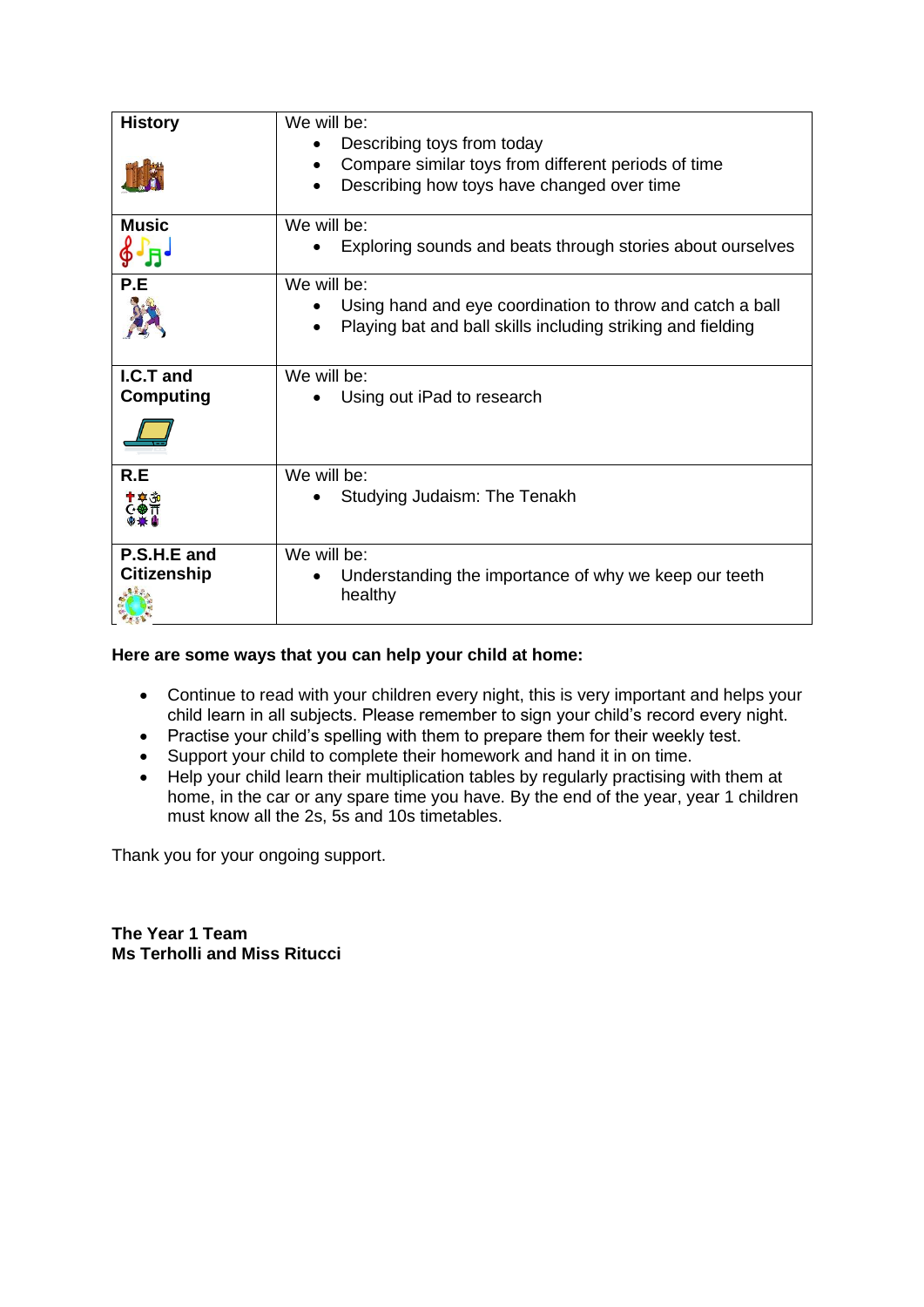| | |
|---|---|
| **History** | We will be:<br>• Describing toys from today<br>• Compare similar toys from different periods of time<br>• Describing how toys have changed over time |
| **Music** | We will be:<br>• Exploring sounds and beats through stories about ourselves |
| **P.E** | We will be:<br>• Using hand and eye coordination to throw and catch a ball<br>• Playing bat and ball skills including striking and fielding |
| **I.C.T and Computing** | We will be:<br>• Using out iPad to research |
| **R.E** | We will be:<br>• Studying Judaism: The Tenakh |
| **P.S.H.E and Citizenship** | We will be:<br>• Understanding the importance of why we keep our teeth healthy |

**Here are some ways that you can help your child at home:**

- Continue to read with your children every night, this is very important and helps your child learn in all subjects. Please remember to sign your child's record every night.
- Practise your child's spelling with them to prepare them for their weekly test.
- Support your child to complete their homework and hand it in on time.
- Help your child learn their multiplication tables by regularly practising with them at home, in the car or any spare time you have. By the end of the year, year 1 children must know all the 2s, 5s and 10s timetables.

Thank you for your ongoing support.

**The Year 1 Team**
**Ms Terholli and Miss Ritucci**